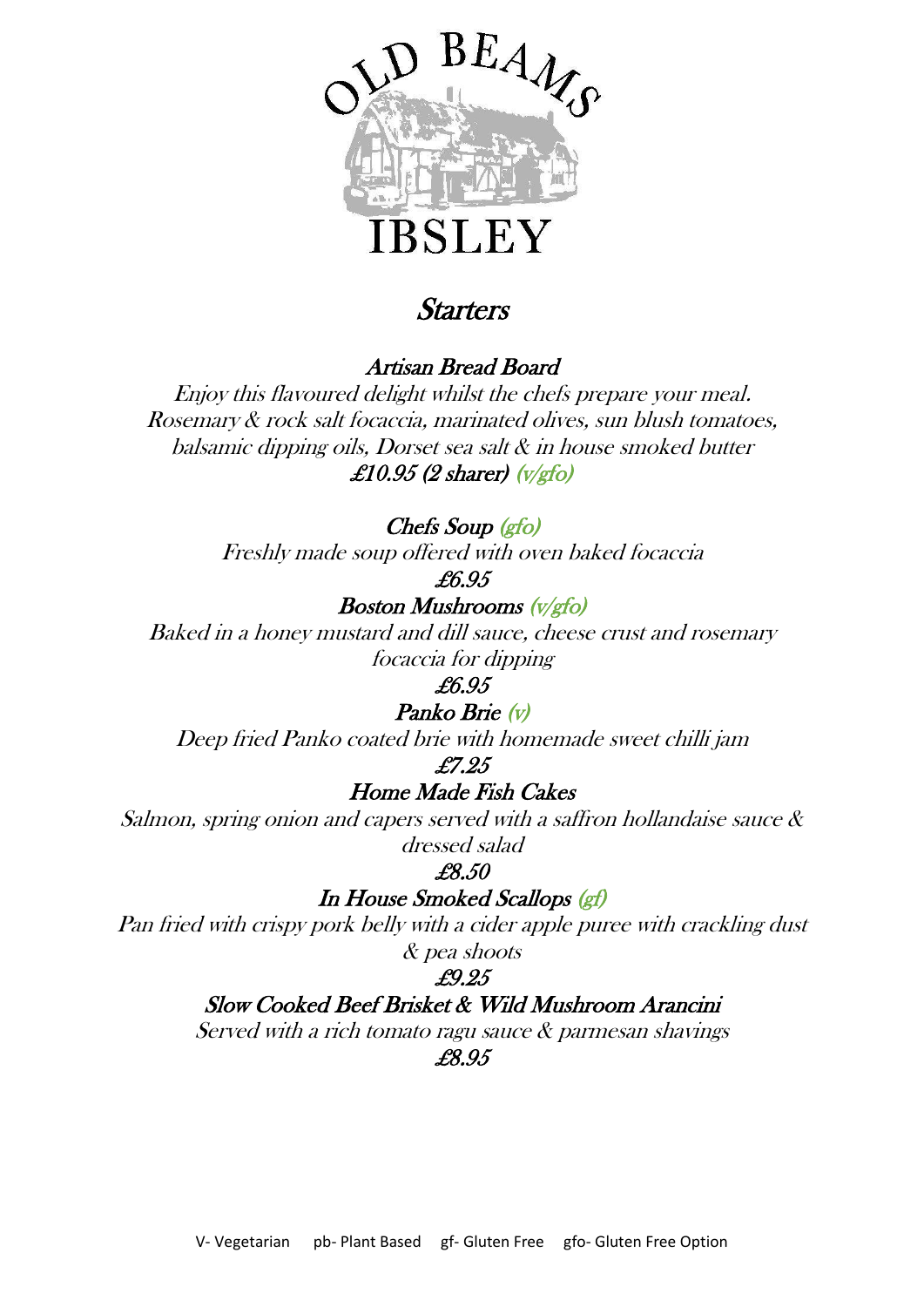# OLD BEAMS IBSLEY

## *Starters*

***Artisan Bread Board***

*Enjoy this flavoured delight whilst the chefs prepare your meal. Rosemary & rock salt focaccia, marinated olives, sun blush tomatoes, balsamic dipping oils, Dorset sea salt & in house smoked butter*

***£10.95 (2 sharer)*** *(v/gfo)*

***Chefs Soup*** *(gfo)*

*Freshly made soup offered with oven baked focaccia*

***£6.95***

***Boston Mushrooms*** *(v/gfo)*

*Baked in a honey mustard and dill sauce, cheese crust and rosemary focaccia for dipping*

***£6.95***

***Panko Brie*** *(v)*

*Deep fried Panko coated brie with homemade sweet chilli jam*

***£7.25***

***Home Made Fish Cakes***

*Salmon, spring onion and capers served with a saffron hollandaise sauce & dressed salad*

***£8.50***

***In House Smoked Scallops*** *(gf)*

*Pan fried with crispy pork belly with a cider apple puree with crackling dust & pea shoots*

***£9.25***

***Slow Cooked Beef Brisket & Wild Mushroom Arancini***

*Served with a rich tomato ragu sauce & parmesan shavings*

***£8.95***

V- Vegetarian pb- Plant Based gf- Gluten Free gfo- Gluten Free Option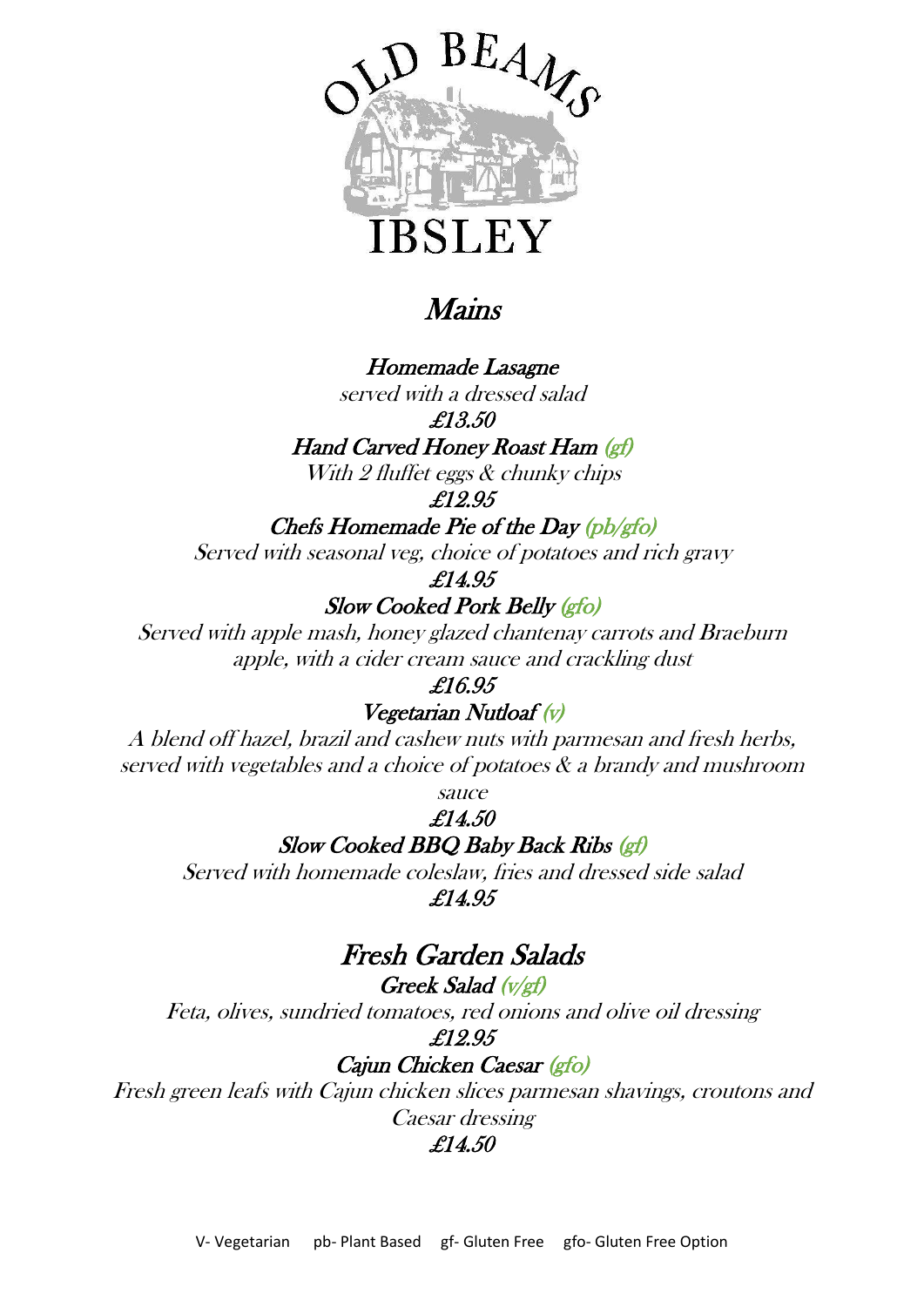OLD BEAMS

IBSLEY

# *Mains*

**Homemade Lasagne**
*served with a dressed salad*
**£13.50**

**Hand Carved Honey Roast Ham** (gf)
*With 2 fluffet eggs & chunky chips*
**£12.95**

**Chefs Homemade Pie of the Day** (pb/gfo)
*Served with seasonal veg, choice of potatoes and rich gravy*
**£14.95**

**Slow Cooked Pork Belly** (gfo)
*Served with apple mash, honey glazed chantenay carrots and Braeburn apple, with a cider cream sauce and crackling dust*
**£16.95**

**Vegetarian Nutloaf** (v)
*A blend off hazel, brazil and cashew nuts with parmesan and fresh herbs, served with vegetables and a choice of potatoes & a brandy and mushroom sauce*
**£14.50**

**Slow Cooked BBQ Baby Back Ribs** (gf)
*Served with homemade coleslaw, fries and dressed side salad*
**£14.95**

# *Fresh Garden Salads*

**Greek Salad** (v/gf)
*Feta, olives, sundried tomatoes, red onions and olive oil dressing*
**£12.95**

**Cajun Chicken Caesar** (gfo)
*Fresh green leafs with Cajun chicken slices parmesan shavings, croutons and Caesar dressing*
**£14.50**

V- Vegetarian pb- Plant Based gf- Gluten Free gfo- Gluten Free Option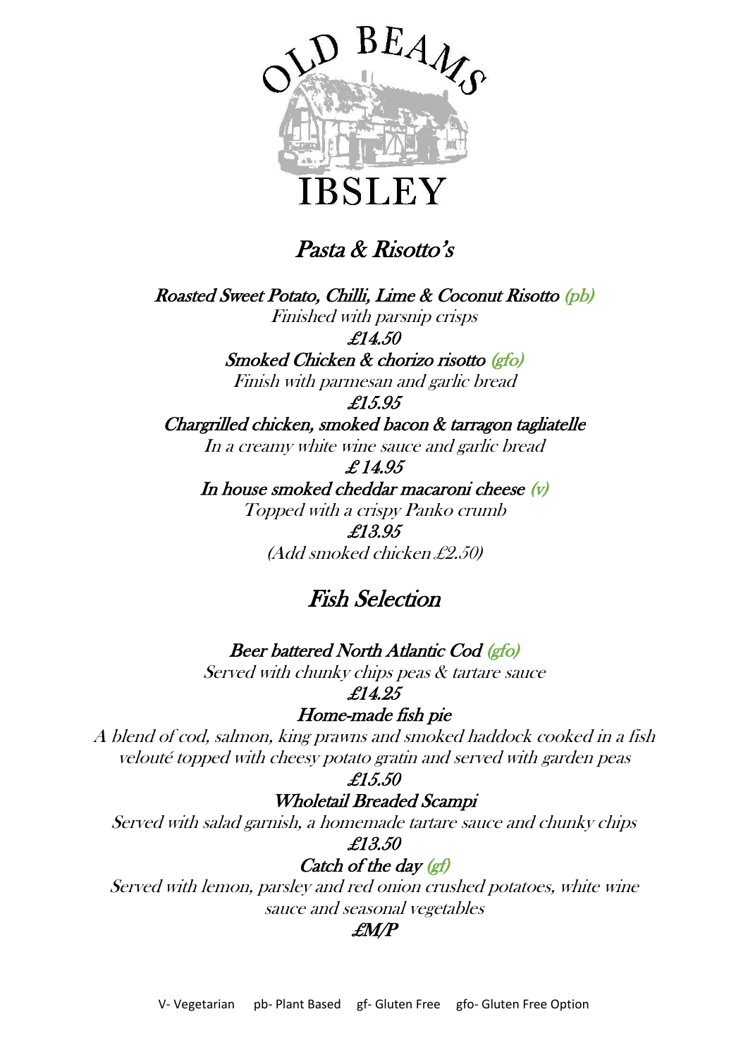OLD BEAMS

IBSLEY

## *Pasta & Risotto's*

***Roasted Sweet Potato, Chilli, Lime & Coconut Risotto** (pb)*
*Finished with parsnip crisps*
***£14.50***

***Smoked Chicken & chorizo risotto** (gfo)*
*Finish with parmesan and garlic bread*
***£15.95***

***Chargrilled chicken, smoked bacon & tarragon tagliatelle***
*In a creamy white wine sauce and garlic bread*
***£ 14.95***

***In house smoked cheddar macaroni cheese** (v)*
*Topped with a crispy Panko crumb*
***£13.95***
*(Add smoked chicken £2.50)*

## *Fish Selection*

***Beer battered North Atlantic Cod** (gfo)*
*Served with chunky chips peas & tartare sauce*
***£14.25***

***Home-made fish pie***
*A blend of cod, salmon, king prawns and smoked haddock cooked in a fish velouté topped with cheesy potato gratin and served with garden peas*
***£15.50***

***Wholetail Breaded Scampi***
*Served with salad garnish, a homemade tartare sauce and chunky chips*
***£13.50***

***Catch of the day** (gf)*
*Served with lemon, parsley and red onion crushed potatoes, white wine sauce and seasonal vegetables*
***£M/P***

V- Vegetarian pb- Plant Based gf- Gluten Free gfo- Gluten Free Option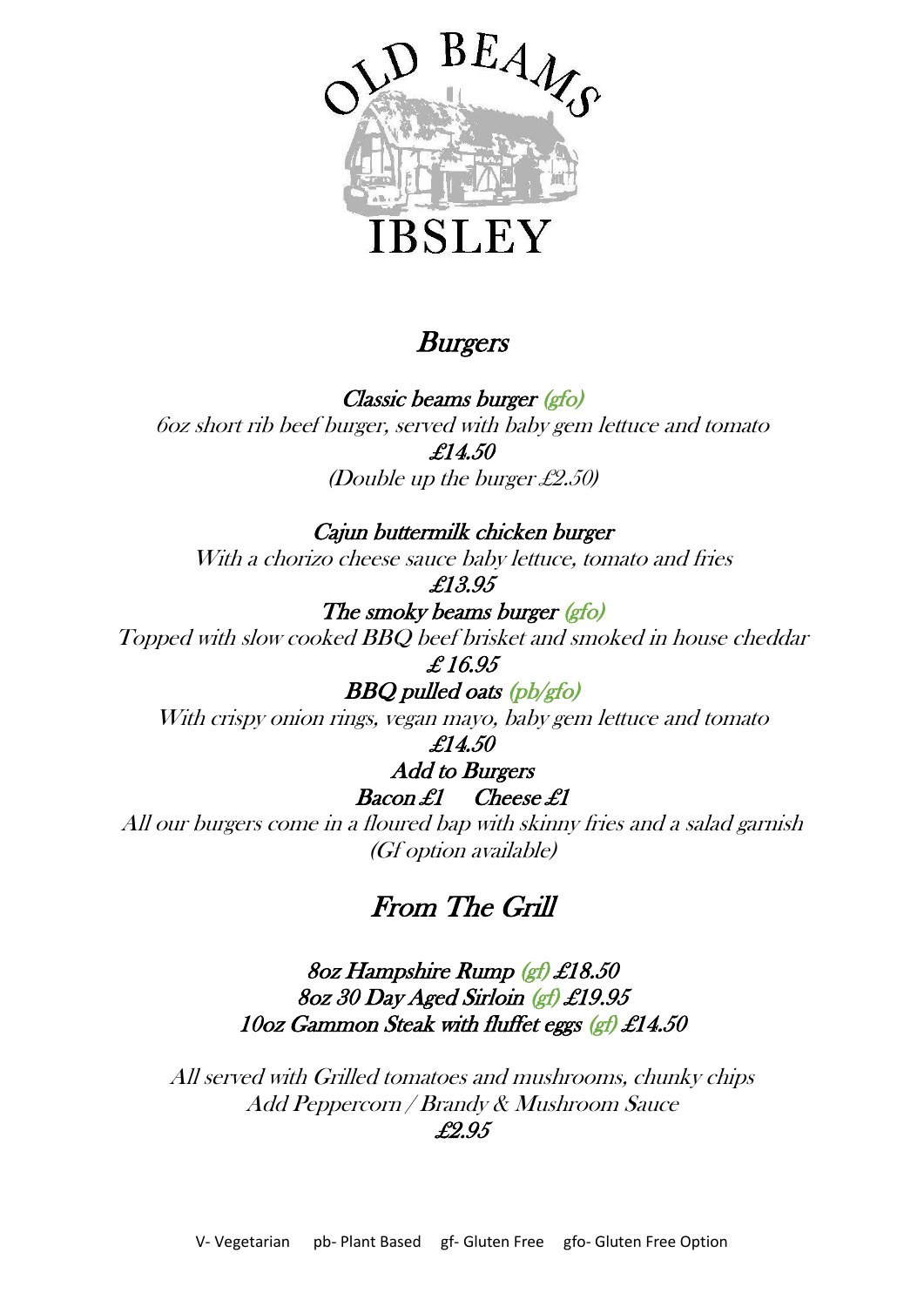# OLD BEAMS IBSLEY

## Burgers

**Classic beams burger** (gfo)
6oz short rib beef burger, served with baby gem lettuce and tomato
**£14.50**
(Double up the burger £2.50)

**Cajun buttermilk chicken burger**
With a chorizo cheese sauce baby lettuce, tomato and fries
**£13.95**

**The smoky beams burger** (gfo)
Topped with slow cooked BBQ beef brisket and smoked in house cheddar
**£ 16.95**

**BBQ pulled oats** (pb/gfo)
With crispy onion rings, vegan mayo, baby gem lettuce and tomato
**£14.50**

**Add to Burgers**
**Bacon £1 Cheese £1**

All our burgers come in a floured bap with skinny fries and a salad garnish
(Gf option available)

## From The Grill

**8oz Hampshire Rump** (gf) **£18.50**
**8oz 30 Day Aged Sirloin** (gf) **£19.95**
**10oz Gammon Steak with fluffet eggs** (gf) **£14.50**

All served with Grilled tomatoes and mushrooms, chunky chips
Add Peppercorn / Brandy & Mushroom Sauce
**£2.95**

V- Vegetarian pb- Plant Based gf- Gluten Free gfo- Gluten Free Option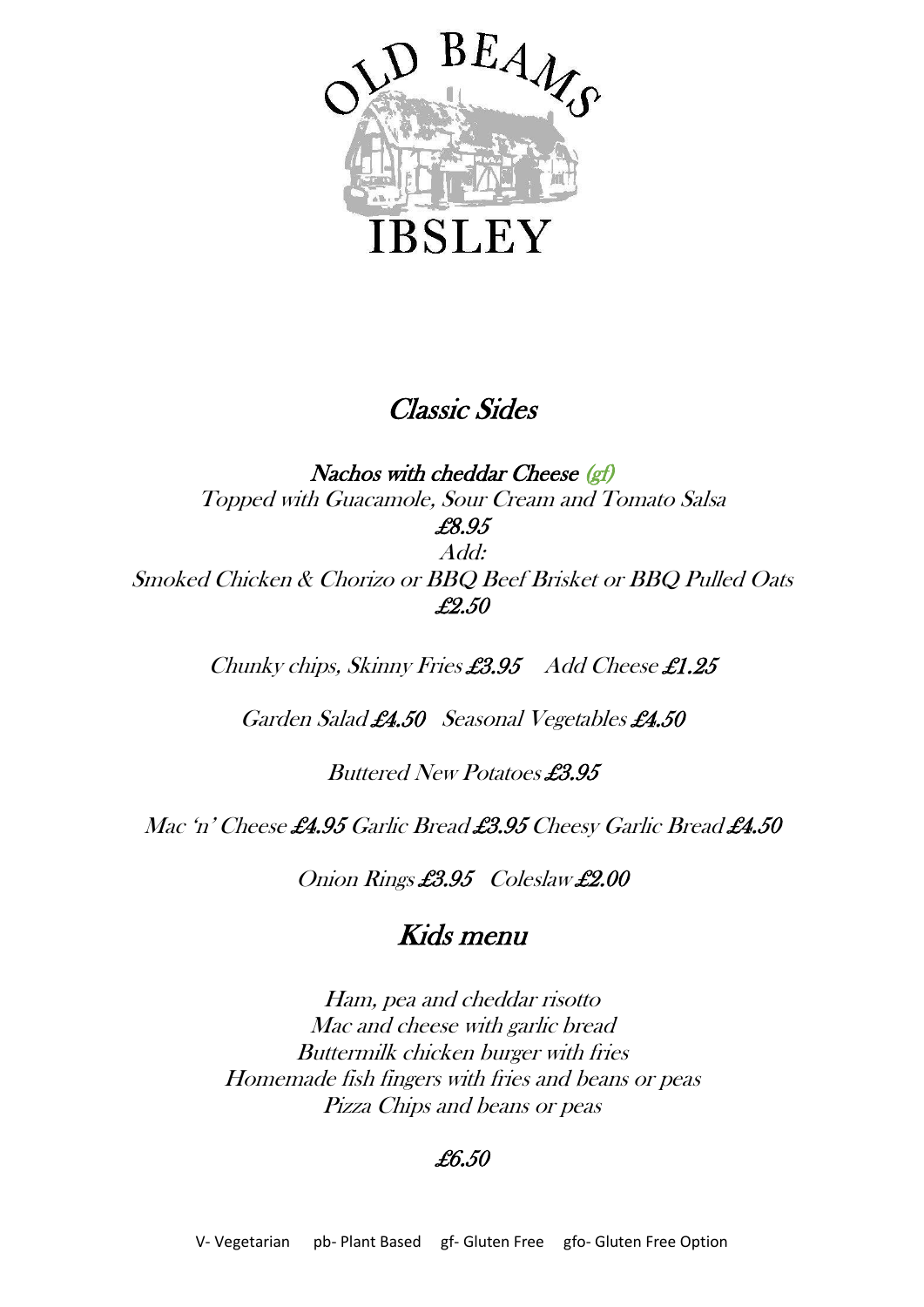# Classic Sides

**Nachos with cheddar Cheese (gf)**
*Topped with Guacamole, Sour Cream and Tomato Salsa*
**£8.95**
*Add:*
*Smoked Chicken & Chorizo or BBQ Beef Brisket or BBQ Pulled Oats*
**£2.50**

*Chunky chips, Skinny Fries* **£3.95** *Add Cheese* **£1.25**

*Garden Salad* **£4.50** *Seasonal Vegetables* **£4.50**

*Buttered New Potatoes* **£3.95**

*Mac 'n' Cheese* **£4.95** *Garlic Bread* **£3.95** *Cheesy Garlic Bread* **£4.50**

*Onion Rings* **£3.95** *Coleslaw* **£2.00**

# Kids menu

*Ham, pea and cheddar risotto*
*Mac and cheese with garlic bread*
*Buttermilk chicken burger with fries*
*Homemade fish fingers with fries and beans or peas*
*Pizza Chips and beans or peas*

**£6.50**

V- Vegetarian pb- Plant Based gf- Gluten Free gfo- Gluten Free Option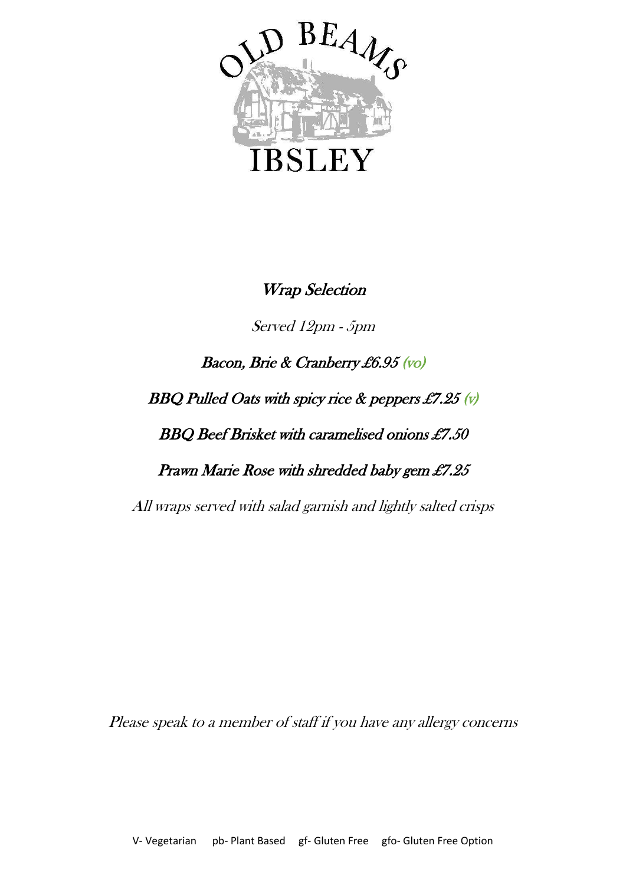OLD BEAMS

IBSLEY

## *Wrap Selection*

*Served 12pm - 5pm*

*Bacon, Brie & Cranberry £6.95 (vo)*

*BBQ Pulled Oats with spicy rice & peppers £7.25 (v)*

*BBQ Beef Brisket with caramelised onions £7.50*

*Prawn Marie Rose with shredded baby gem £7.25*

*All wraps served with salad garnish and lightly salted crisps*

*Please speak to a member of staff if you have any allergy concerns*

V- Vegetarian pb- Plant Based gf- Gluten Free gfo- Gluten Free Option